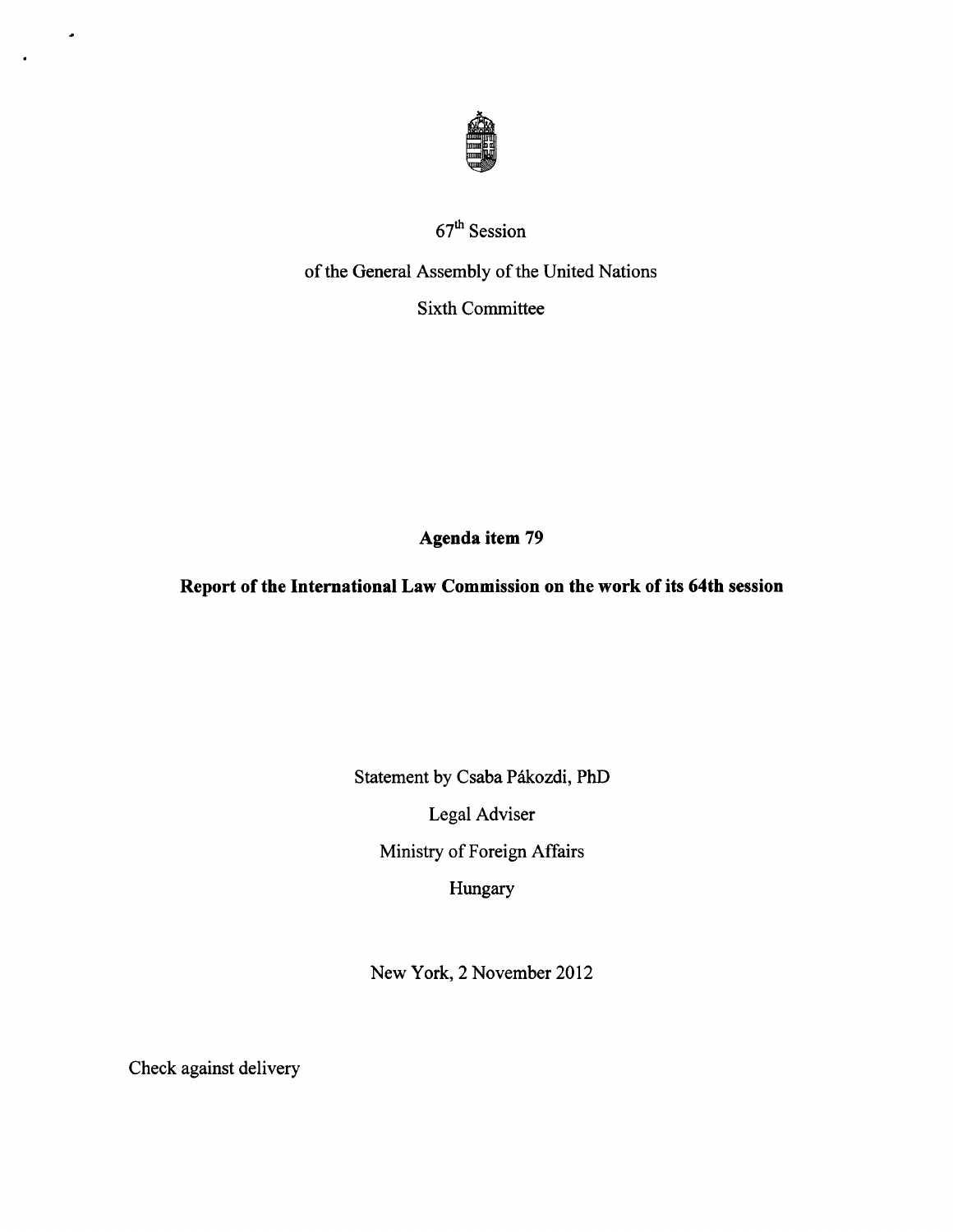67th Session

of the General Assembly of the United Nations

Sixth Committee

**Agenda item 79**

**Report of the International Law Commission on the work of its 64th session**

Statement by Csaba Pákozdi, PhD

Legal Adviser

Ministry of Foreign Affairs

Hungary

New York, 2 November 2012

Check against delivery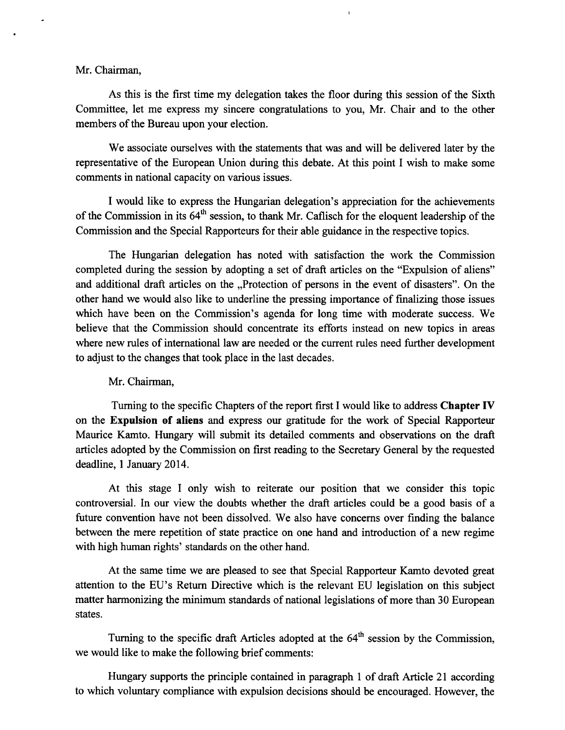Mr. Chairman,

As this is the first time my delegation takes the floor during this session of the Sixth Committee, let me express my sincere congratulations to you, Mr. Chair and to the other members of the Bureau upon your election.

We associate ourselves with the statements that was and will be delivered later by the representative of the European Union during this debate. At this point I wish to make some comments in national capacity on various issues.

I would like to express the Hungarian delegation's appreciation for the achievements of the Commission in its 64th session, to thank Mr. Caflisch for the eloquent leadership of the Commission and the Special Rapporteurs for their able guidance in the respective topics.

The Hungarian delegation has noted with satisfaction the work the Commission completed during the session by adopting a set of draft articles on the "Expulsion of aliens" and additional draft articles on the „Protection of persons in the event of disasters". On the other hand we would also like to underline the pressing importance of finalizing those issues which have been on the Commission's agenda for long time with moderate success. We believe that the Commission should concentrate its efforts instead on new topics in areas where new rules of international law are needed or the current rules need further development to adjust to the changes that took place in the last decades.

Mr. Chairman,

Turning to the specific Chapters of the report first I would like to address **Chapter IV** on the **Expulsion of aliens** and express our gratitude for the work of Special Rapporteur Maurice Kamto. Hungary will submit its detailed comments and observations on the draft articles adopted by the Commission on first reading to the Secretary General by the requested deadline, 1 January 2014.

At this stage I only wish to reiterate our position that we consider this topic controversial. In our view the doubts whether the draft articles could be a good basis of a future convention have not been dissolved. We also have concerns over finding the balance between the mere repetition of state practice on one hand and introduction of a new regime with high human rights' standards on the other hand.

At the same time we are pleased to see that Special Rapporteur Kamto devoted great attention to the EU's Return Directive which is the relevant EU legislation on this subject matter harmonizing the minimum standards of national legislations of more than 30 European states.

Turning to the specific draft Articles adopted at the 64th session by the Commission, we would like to make the following brief comments:

Hungary supports the principle contained in paragraph 1 of draft Article 21 according to which voluntary compliance with expulsion decisions should be encouraged. However, the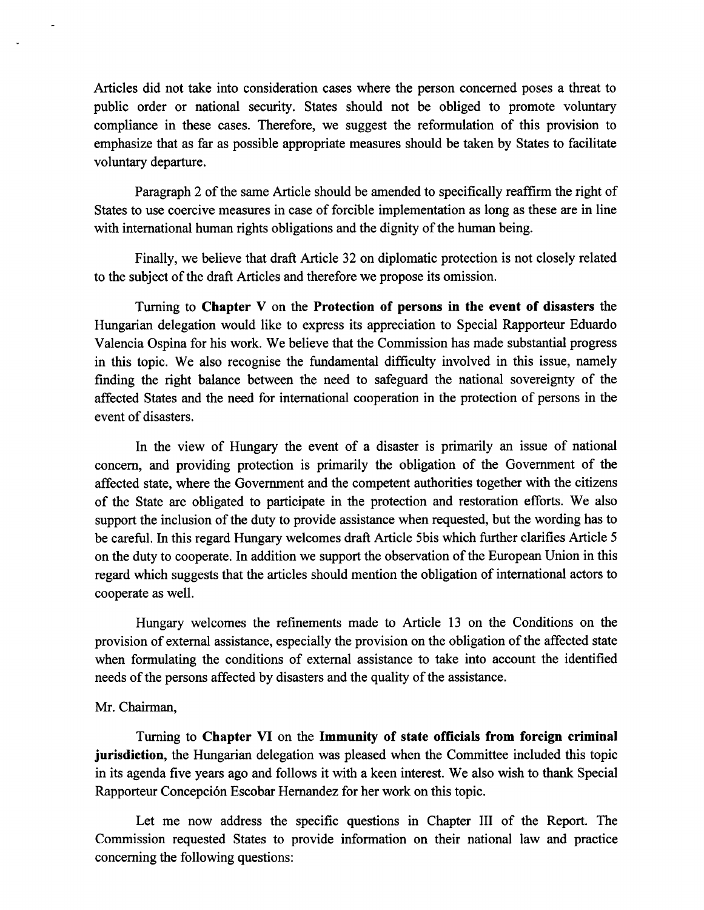Articles did not take into consideration cases where the person concerned poses a threat to public order or national security. States should not be obliged to promote voluntary compliance in these cases. Therefore, we suggest the reformulation of this provision to emphasize that as far as possible appropriate measures should be taken by States to facilitate voluntary departure.

Paragraph 2 of the same Article should be amended to specifically reaffirm the right of States to use coercive measures in case of forcible implementation as long as these are in line with international human rights obligations and the dignity of the human being.

Finally, we believe that draft Article 32 on diplomatic protection is not closely related to the subject of the draft Articles and therefore we propose its omission.

Turning to **Chapter V** on the **Protection of persons in the event of disasters** the Hungarian delegation would like to express its appreciation to Special Rapporteur Eduardo Valencia Ospina for his work. We believe that the Commission has made substantial progress in this topic. We also recognise the fundamental difficulty involved in this issue, namely finding the right balance between the need to safeguard the national sovereignty of the affected States and the need for international cooperation in the protection of persons in the event of disasters.

In the view of Hungary the event of a disaster is primarily an issue of national concern, and providing protection is primarily the obligation of the Government of the affected state, where the Government and the competent authorities together with the citizens of the State are obligated to participate in the protection and restoration efforts. We also support the inclusion of the duty to provide assistance when requested, but the wording has to be careful. In this regard Hungary welcomes draft Article 5bis which further clarifies Article 5 on the duty to cooperate. In addition we support the observation of the European Union in this regard which suggests that the articles should mention the obligation of international actors to cooperate as well.

Hungary welcomes the refinements made to Article 13 on the Conditions on the provision of external assistance, especially the provision on the obligation of the affected state when formulating the conditions of external assistance to take into account the identified needs of the persons affected by disasters and the quality of the assistance.

Mr. Chairman,

Turning to **Chapter VI** on the **Immunity of state officials from foreign criminal jurisdiction**, the Hungarian delegation was pleased when the Committee included this topic in its agenda five years ago and follows it with a keen interest. We also wish to thank Special Rapporteur Concepción Escobar Hernandez for her work on this topic.

Let me now address the specific questions in Chapter III of the Report. The Commission requested States to provide information on their national law and practice concerning the following questions: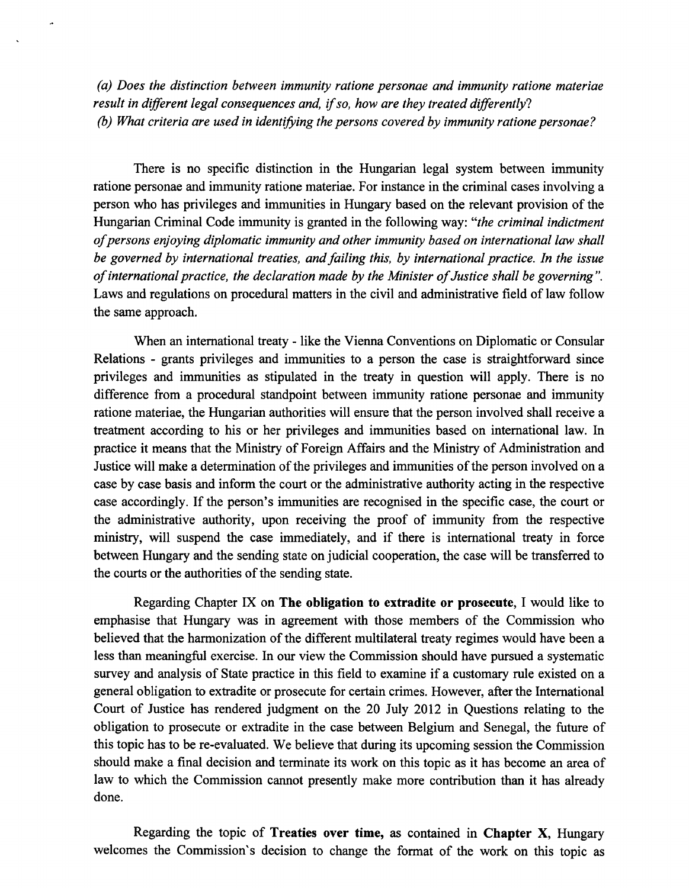*(a) Does the distinction between immunity ratione personae and immunity ratione materiae result in different legal consequences and, if so, how are they treated differently?*
*(b) What criteria are used in identifying the persons covered by immunity ratione personae?*

There is no specific distinction in the Hungarian legal system between immunity ratione personae and immunity ratione materiae. For instance in the criminal cases involving a person who has privileges and immunities in Hungary based on the relevant provision of the Hungarian Criminal Code immunity is granted in the following way: *"the criminal indictment of persons enjoying diplomatic immunity and other immunity based on international law shall be governed by international treaties, and failing this, by international practice. In the issue of international practice, the declaration made by the Minister of Justice shall be governing".* Laws and regulations on procedural matters in the civil and administrative field of law follow the same approach.

When an international treaty - like the Vienna Conventions on Diplomatic or Consular Relations - grants privileges and immunities to a person the case is straightforward since privileges and immunities as stipulated in the treaty in question will apply. There is no difference from a procedural standpoint between immunity ratione personae and immunity ratione materiae, the Hungarian authorities will ensure that the person involved shall receive a treatment according to his or her privileges and immunities based on international law. In practice it means that the Ministry of Foreign Affairs and the Ministry of Administration and Justice will make a determination of the privileges and immunities of the person involved on a case by case basis and inform the court or the administrative authority acting in the respective case accordingly. If the person's immunities are recognised in the specific case, the court or the administrative authority, upon receiving the proof of immunity from the respective ministry, will suspend the case immediately, and if there is international treaty in force between Hungary and the sending state on judicial cooperation, the case will be transferred to the courts or the authorities of the sending state.

Regarding Chapter IX on **The obligation to extradite or prosecute**, I would like to emphasise that Hungary was in agreement with those members of the Commission who believed that the harmonization of the different multilateral treaty regimes would have been a less than meaningful exercise. In our view the Commission should have pursued a systematic survey and analysis of State practice in this field to examine if a customary rule existed on a general obligation to extradite or prosecute for certain crimes. However, after the International Court of Justice has rendered judgment on the 20 July 2012 in Questions relating to the obligation to prosecute or extradite in the case between Belgium and Senegal, the future of this topic has to be re-evaluated. We believe that during its upcoming session the Commission should make a final decision and terminate its work on this topic as it has become an area of law to which the Commission cannot presently make more contribution than it has already done.

Regarding the topic of **Treaties over time,** as contained in **Chapter X**, Hungary welcomes the Commission's decision to change the format of the work on this topic as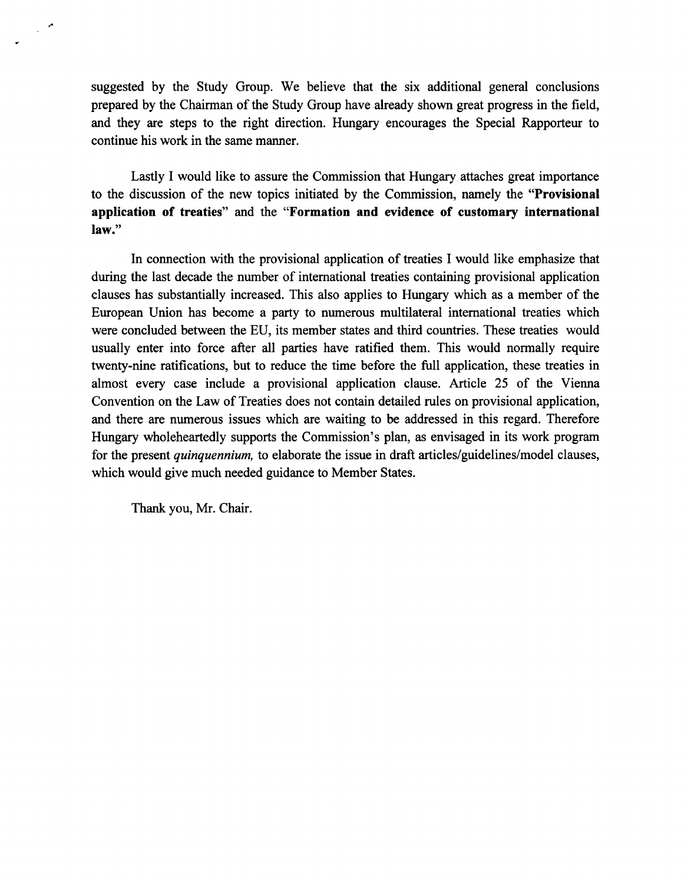suggested by the Study Group. We believe that the six additional general conclusions prepared by the Chairman of the Study Group have already shown great progress in the field, and they are steps to the right direction. Hungary encourages the Special Rapporteur to continue his work in the same manner.

Lastly I would like to assure the Commission that Hungary attaches great importance to the discussion of the new topics initiated by the Commission, namely the "**Provisional application of treaties**" and the "**Formation and evidence of customary international law.**"

In connection with the provisional application of treaties I would like emphasize that during the last decade the number of international treaties containing provisional application clauses has substantially increased. This also applies to Hungary which as a member of the European Union has become a party to numerous multilateral international treaties which were concluded between the EU, its member states and third countries. These treaties would usually enter into force after all parties have ratified them. This would normally require twenty-nine ratifications, but to reduce the time before the full application, these treaties in almost every case include a provisional application clause. Article 25 of the Vienna Convention on the Law of Treaties does not contain detailed rules on provisional application, and there are numerous issues which are waiting to be addressed in this regard. Therefore Hungary wholeheartedly supports the Commission's plan, as envisaged in its work program for the present *quinquennium,* to elaborate the issue in draft articles/guidelines/model clauses, which would give much needed guidance to Member States.

Thank you, Mr. Chair.